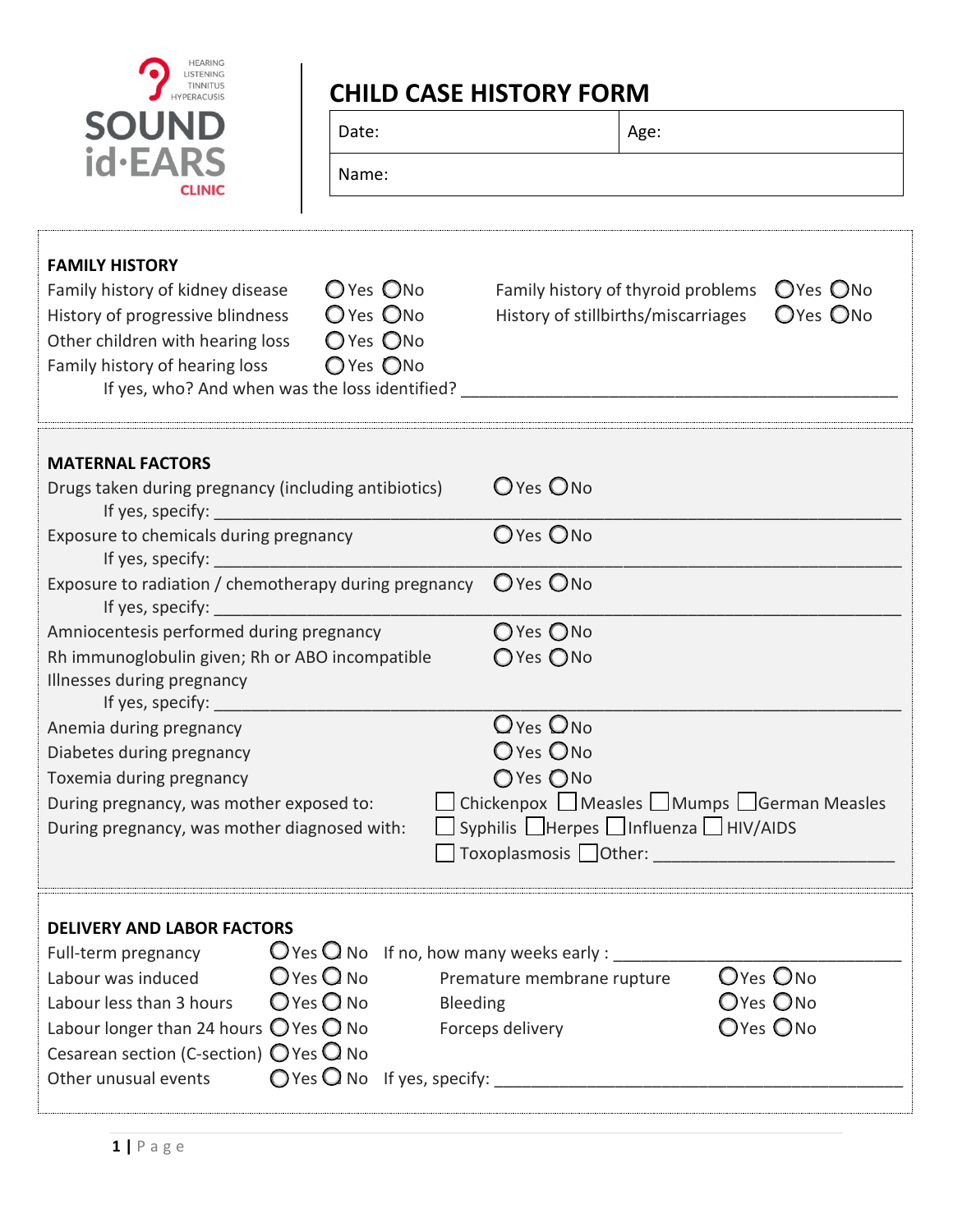SOUND id·EARS CLINIC

HEARING · LISTENING · TINNITUS · HYPERACUSIS

# CHILD CASE HISTORY FORM

| Date: | Age: |
|---|---|
| Name: | |

## FAMILY HISTORY

Family history of kidney disease ○ Yes ○ No

History of progressive blindness ○ Yes ○ No

Other children with hearing loss ○ Yes ○ No

Family history of hearing loss ○ Yes ○ No

If yes, who? And when was the loss identified? ______________________________

Family history of thyroid problems ○ Yes ○ No

History of stillbirths/miscarriages ○ Yes ○ No

## MATERNAL FACTORS

Drugs taken during pregnancy (including antibiotics) ○ Yes ○ No

If yes, specify: ______________________________

Exposure to chemicals during pregnancy ○ Yes ○ No

If yes, specify: ______________________________

Exposure to radiation / chemotherapy during pregnancy ○ Yes ○ No

If yes, specify: ______________________________

Amniocentesis performed during pregnancy ○ Yes ○ No

Rh immunoglobulin given; Rh or ABO incompatible ○ Yes ○ No

Illnesses during pregnancy

If yes, specify: ______________________________

Anemia during pregnancy ○ Yes ○ No

Diabetes during pregnancy ○ Yes ○ No

Toxemia during pregnancy ○ Yes ○ No

During pregnancy, was mother exposed to: ☐ Chickenpox ☐ Measles ☐ Mumps ☐ German Measles

During pregnancy, was mother diagnosed with: ☐ Syphilis ☐ Herpes ☐ Influenza ☐ HIV/AIDS ☐ Toxoplasmosis ☐ Other: ______________________________

## DELIVERY AND LABOR FACTORS

Full-term pregnancy ○ Yes ○ No If no, how many weeks early : ______________________________

Labour was induced ○ Yes ○ No

Labour less than 3 hours ○ Yes ○ No

Labour longer than 24 hours ○ Yes ○ No

Cesarean section (C-section) ○ Yes ○ No

Other unusual events ○ Yes ○ No If yes, specify: ______________________________

Premature membrane rupture ○ Yes ○ No

Bleeding ○ Yes ○ No

Forceps delivery ○ Yes ○ No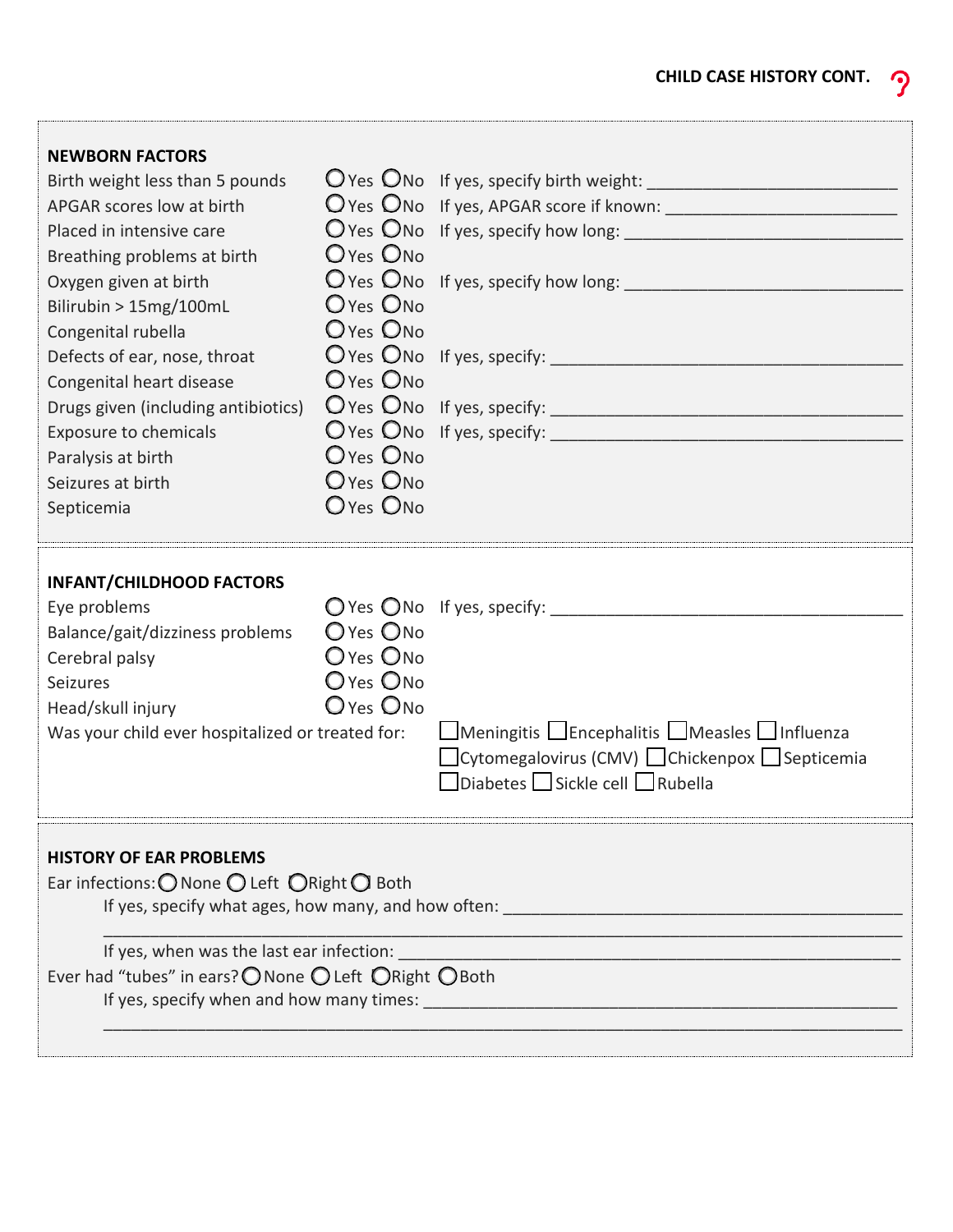**CHILD CASE HISTORY CONT.**

**NEWBORN FACTORS**

| | | |
|---|---|---|
| Birth weight less than 5 pounds | ○ Yes ○ No | If yes, specify birth weight: ________________________ |
| APGAR scores low at birth | ○ Yes ○ No | If yes, APGAR score if known: ________________________ |
| Placed in intensive care | ○ Yes ○ No | If yes, specify how long: ____________________________ |
| Breathing problems at birth | ○ Yes ○ No | |
| Oxygen given at birth | ○ Yes ○ No | If yes, specify how long: ____________________________ |
| Bilirubin > 15mg/100mL | ○ Yes ○ No | |
| Congenital rubella | ○ Yes ○ No | |
| Defects of ear, nose, throat | ○ Yes ○ No | If yes, specify: ____________________________________ |
| Congenital heart disease | ○ Yes ○ No | |
| Drugs given (including antibiotics) | ○ Yes ○ No | If yes, specify: ____________________________________ |
| Exposure to chemicals | ○ Yes ○ No | If yes, specify: ____________________________________ |
| Paralysis at birth | ○ Yes ○ No | |
| Seizures at birth | ○ Yes ○ No | |
| Septicemia | ○ Yes ○ No | |

**INFANT/CHILDHOOD FACTORS**

| | | |
|---|---|---|
| Eye problems | ○ Yes ○ No | If yes, specify: ____________________________________ |
| Balance/gait/dizziness problems | ○ Yes ○ No | |
| Cerebral palsy | ○ Yes ○ No | |
| Seizures | ○ Yes ○ No | |
| Head/skull injury | ○ Yes ○ No | |

Was your child ever hospitalized or treated for: ☐ Meningitis ☐ Encephalitis ☐ Measles ☐ Influenza ☐ Cytomegalovirus (CMV) ☐ Chickenpox ☐ Septicemia ☐ Diabetes ☐ Sickle cell ☐ Rubella

**HISTORY OF EAR PROBLEMS**

Ear infections: ○ None ○ Left ○ Right ○ Both

If yes, specify what ages, how many, and how often: ________________________________________

______________________________________________________________________________

If yes, when was the last ear infection: ______________________________________________

Ever had "tubes" in ears? ○ None ○ Left ○ Right ○ Both

If yes, specify when and how many times: ____________________________________________

______________________________________________________________________________